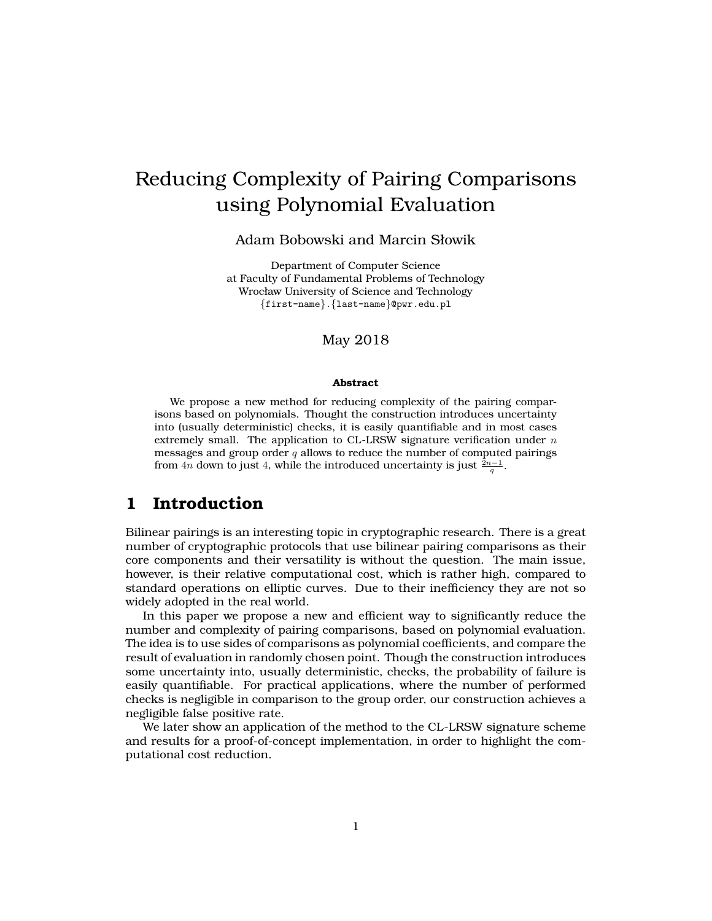# Reducing Complexity of Pairing Comparisons using Polynomial Evaluation

Adam Bobowski and Marcin Słowik

Department of Computer Science
at Faculty of Fundamental Problems of Technology
Wrocław University of Science and Technology
{first-name}.{last-name}@pwr.edu.pl

May 2018

**Abstract**

We propose a new method for reducing complexity of the pairing comparisons based on polynomials. Thought the construction introduces uncertainty into (usually deterministic) checks, it is easily quantifiable and in most cases extremely small. The application to CL-LRSW signature verification under $n$ messages and group order $q$ allows to reduce the number of computed pairings from $4n$ down to just $4$, while the introduced uncertainty is just $\frac{2n-1}{q}$.

## 1 Introduction

Bilinear pairings is an interesting topic in cryptographic research. There is a great number of cryptographic protocols that use bilinear pairing comparisons as their core components and their versatility is without the question. The main issue, however, is their relative computational cost, which is rather high, compared to standard operations on elliptic curves. Due to their inefficiency they are not so widely adopted in the real world.

In this paper we propose a new and efficient way to significantly reduce the number and complexity of pairing comparisons, based on polynomial evaluation. The idea is to use sides of comparisons as polynomial coefficients, and compare the result of evaluation in randomly chosen point. Though the construction introduces some uncertainty into, usually deterministic, checks, the probability of failure is easily quantifiable. For practical applications, where the number of performed checks is negligible in comparison to the group order, our construction achieves a negligible false positive rate.

We later show an application of the method to the CL-LRSW signature scheme and results for a proof-of-concept implementation, in order to highlight the computational cost reduction.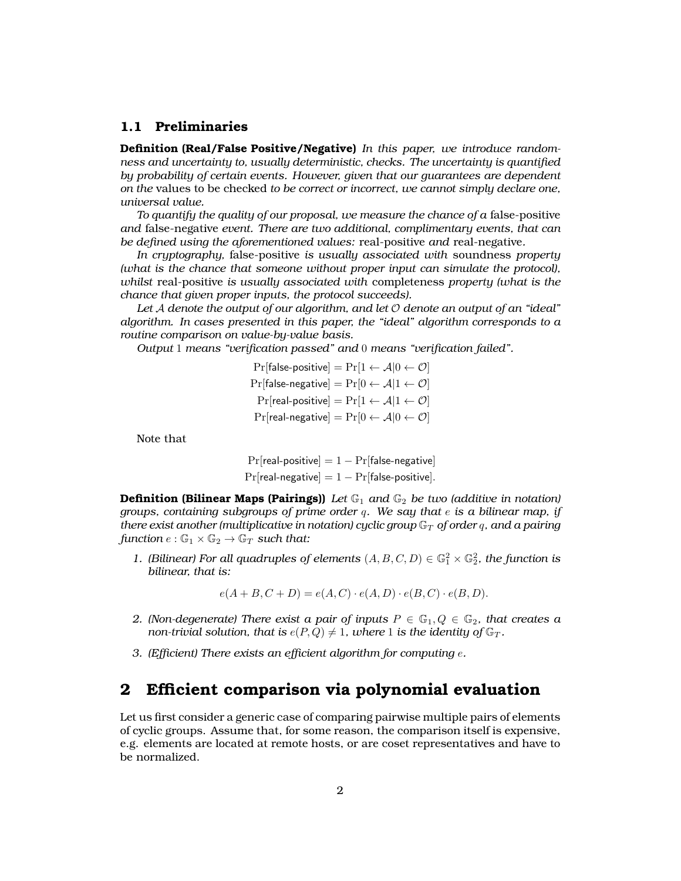### 1.1 Preliminaries

**Definition (Real/False Positive/Negative)** *In this paper, we introduce randomness and uncertainty to, usually deterministic, checks. The uncertainty is quantified by probability of certain events. However, given that our guarantees are dependent on the* values to be checked *to be correct or incorrect, we cannot simply declare one, universal value.*

*To quantify the quality of our proposal, we measure the chance of a* false-positive *and* false-negative *event. There are two additional, complimentary events, that can be defined using the aforementioned values:* real-positive *and* real-negative.

*In cryptography,* false-positive *is usually associated with* soundness *property (what is the chance that someone without proper input can simulate the protocol), whilst* real-positive *is usually associated with* completeness *property (what is the chance that given proper inputs, the protocol succeeds).*

*Let $\mathcal{A}$ denote the output of our algorithm, and let $\mathcal{O}$ denote an output of an "ideal" algorithm. In cases presented in this paper, the "ideal" algorithm corresponds to a routine comparison on value-by-value basis.*

*Output 1 means "verification passed" and 0 means "verification failed".*

$$\Pr[\textsf{false-positive}] = \Pr[1 \leftarrow \mathcal{A} | 0 \leftarrow \mathcal{O}]$$
$$\Pr[\textsf{false-negative}] = \Pr[0 \leftarrow \mathcal{A} | 1 \leftarrow \mathcal{O}]$$
$$\Pr[\textsf{real-positive}] = \Pr[1 \leftarrow \mathcal{A} | 1 \leftarrow \mathcal{O}]$$
$$\Pr[\textsf{real-negative}] = \Pr[0 \leftarrow \mathcal{A} | 0 \leftarrow \mathcal{O}]$$

Note that

$$\Pr[\textsf{real-positive}] = 1 - \Pr[\textsf{false-negative}]$$
$$\Pr[\textsf{real-negative}] = 1 - \Pr[\textsf{false-positive}].$$

**Definition (Bilinear Maps (Pairings))** *Let $\mathbb{G}_1$ and $\mathbb{G}_2$ be two (additive in notation) groups, containing subgroups of prime order $q$. We say that $e$ is a bilinear map, if there exist another (multiplicative in notation) cyclic group $\mathbb{G}_T$ of order $q$, and a pairing function $e : \mathbb{G}_1 \times \mathbb{G}_2 \to \mathbb{G}_T$ such that:*

1. *(Bilinear) For all quadruples of elements $(A, B, C, D) \in \mathbb{G}_1^2 \times \mathbb{G}_2^2$, the function is bilinear, that is:*

$$e(A + B, C + D) = e(A, C) \cdot e(A, D) \cdot e(B, C) \cdot e(B, D).$$

2. *(Non-degenerate) There exist a pair of inputs $P \in \mathbb{G}_1, Q \in \mathbb{G}_2$, that creates a non-trivial solution, that is $e(P, Q) \neq 1$, where 1 is the identity of $\mathbb{G}_T$.*
3. *(Efficient) There exists an efficient algorithm for computing $e$.*

## 2 Efficient comparison via polynomial evaluation

Let us first consider a generic case of comparing pairwise multiple pairs of elements of cyclic groups. Assume that, for some reason, the comparison itself is expensive, e.g. elements are located at remote hosts, or are coset representatives and have to be normalized.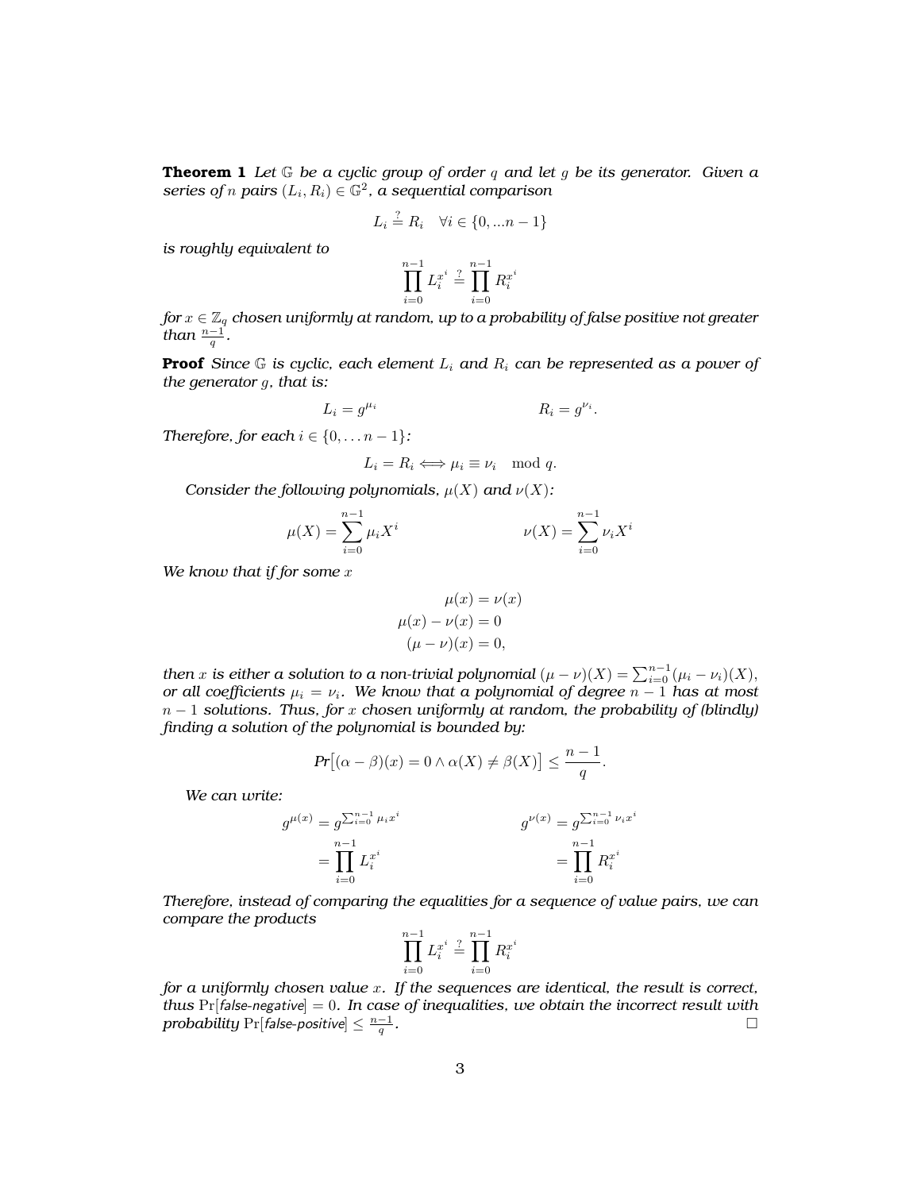**Theorem 1** *Let $\mathbb{G}$ be a cyclic group of order $q$ and let $g$ be its generator. Given a series of $n$ pairs $(L_i, R_i) \in \mathbb{G}^2$, a sequential comparison*

$$L_i \stackrel{?}{=} R_i \quad \forall i \in \{0, ...n-1\}$$

*is roughly equivalent to*

$$\prod_{i=0}^{n-1} L_i^{x^i} \stackrel{?}{=} \prod_{i=0}^{n-1} R_i^{x^i}$$

*for $x \in \mathbb{Z}_q$ chosen uniformly at random, up to a probability of false positive not greater than $\frac{n-1}{q}$.*

**Proof** *Since $\mathbb{G}$ is cyclic, each element $L_i$ and $R_i$ can be represented as a power of the generator $g$, that is:*

$$L_i = g^{\mu_i} \qquad\qquad R_i = g^{\nu_i}.$$

*Therefore, for each $i \in \{0, \dots n-1\}$:*

$$L_i = R_i \iff \mu_i \equiv \nu_i \mod q.$$

*Consider the following polynomials, $\mu(X)$ and $\nu(X)$:*

$$\mu(X) = \sum_{i=0}^{n-1} \mu_i X^i \qquad\qquad \nu(X) = \sum_{i=0}^{n-1} \nu_i X^i$$

*We know that if for some $x$*

$$\begin{aligned} \mu(x) &= \nu(x) \\ \mu(x) - \nu(x) &= 0 \\ (\mu - \nu)(x) &= 0, \end{aligned}$$

*then $x$ is either a solution to a non-trivial polynomial $(\mu - \nu)(X) = \sum_{i=0}^{n-1} (\mu_i - \nu_i)(X)$, or all coefficients $\mu_i = \nu_i$. We know that a polynomial of degree $n-1$ has at most $n-1$ solutions. Thus, for $x$ chosen uniformly at random, the probability of (blindly) finding a solution of the polynomial is bounded by:*

$$Pr\big[(\alpha - \beta)(x) = 0 \wedge \alpha(X) \neq \beta(X)\big] \leq \frac{n-1}{q}.$$

*We can write:*

$$\begin{aligned} g^{\mu(x)} &= g^{\sum_{i=0}^{n-1} \mu_i x^i} & \qquad g^{\nu(x)} &= g^{\sum_{i=0}^{n-1} \nu_i x^i} \\ &= \prod_{i=0}^{n-1} L_i^{x^i} & &= \prod_{i=0}^{n-1} R_i^{x^i} \end{aligned}$$

*Therefore, instead of comparing the equalities for a sequence of value pairs, we can compare the products*

$$\prod_{i=0}^{n-1} L_i^{x^i} \stackrel{?}{=} \prod_{i=0}^{n-1} R_i^{x^i}$$

*for a uniformly chosen value $x$. If the sequences are identical, the result is correct, thus $\Pr[\textsf{false-negative}] = 0$. In case of inequalities, we obtain the incorrect result with probability $\Pr[\textsf{false-positive}] \leq \frac{n-1}{q}$.* $\square$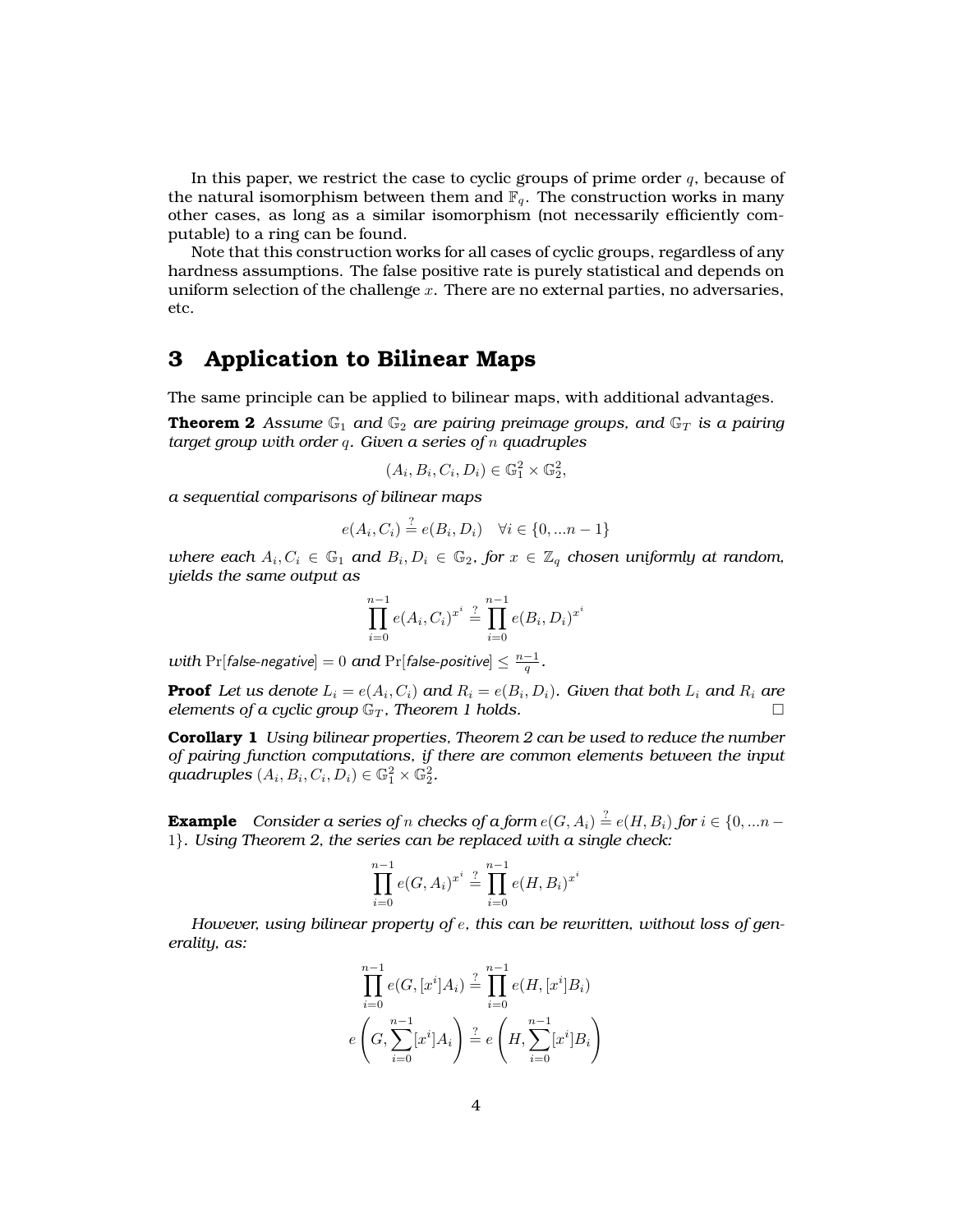In this paper, we restrict the case to cyclic groups of prime order $q$, because of the natural isomorphism between them and $\mathbb{F}_q$. The construction works in many other cases, as long as a similar isomorphism (not necessarily efficiently computable) to a ring can be found.

Note that this construction works for all cases of cyclic groups, regardless of any hardness assumptions. The false positive rate is purely statistical and depends on uniform selection of the challenge $x$. There are no external parties, no adversaries, etc.

# 3 Application to Bilinear Maps

The same principle can be applied to bilinear maps, with additional advantages.

**Theorem 2** *Assume $\mathbb{G}_1$ and $\mathbb{G}_2$ are pairing preimage groups, and $\mathbb{G}_T$ is a pairing target group with order $q$. Given a series of $n$ quadruples*

$$(A_i, B_i, C_i, D_i) \in \mathbb{G}_1^2 \times \mathbb{G}_2^2,$$

*a sequential comparisons of bilinear maps*

$$e(A_i, C_i) \stackrel{?}{=} e(B_i, D_i) \quad \forall i \in \{0, ...n-1\}$$

*where each $A_i, C_i \in \mathbb{G}_1$ and $B_i, D_i \in \mathbb{G}_2$, for $x \in \mathbb{Z}_q$ chosen uniformly at random, yields the same output as*

$$\prod_{i=0}^{n-1} e(A_i, C_i)^{x^i} \stackrel{?}{=} \prod_{i=0}^{n-1} e(B_i, D_i)^{x^i}$$

*with $\Pr[\textit{false-negative}] = 0$ and $\Pr[\textit{false-positive}] \leq \frac{n-1}{q}$.*

**Proof** *Let us denote $L_i = e(A_i, C_i)$ and $R_i = e(B_i, D_i)$. Given that both $L_i$ and $R_i$ are elements of a cyclic group $\mathbb{G}_T$, Theorem 1 holds.* □

**Corollary 1** *Using bilinear properties, Theorem 2 can be used to reduce the number of pairing function computations, if there are common elements between the input quadruples $(A_i, B_i, C_i, D_i) \in \mathbb{G}_1^2 \times \mathbb{G}_2^2$.*

**Example** *Consider a series of $n$ checks of a form $e(G, A_i) \stackrel{?}{=} e(H, B_i)$ for $i \in \{0, ...n-1\}$. Using Theorem 2, the series can be replaced with a single check:*

$$\prod_{i=0}^{n-1} e(G, A_i)^{x^i} \stackrel{?}{=} \prod_{i=0}^{n-1} e(H, B_i)^{x^i}$$

*However, using bilinear property of $e$, this can be rewritten, without loss of generality, as:*

$$\prod_{i=0}^{n-1} e(G, [x^i]A_i) \stackrel{?}{=} \prod_{i=0}^{n-1} e(H, [x^i]B_i)$$

$$e\left(G, \sum_{i=0}^{n-1} [x^i]A_i\right) \stackrel{?}{=} e\left(H, \sum_{i=0}^{n-1} [x^i]B_i\right)$$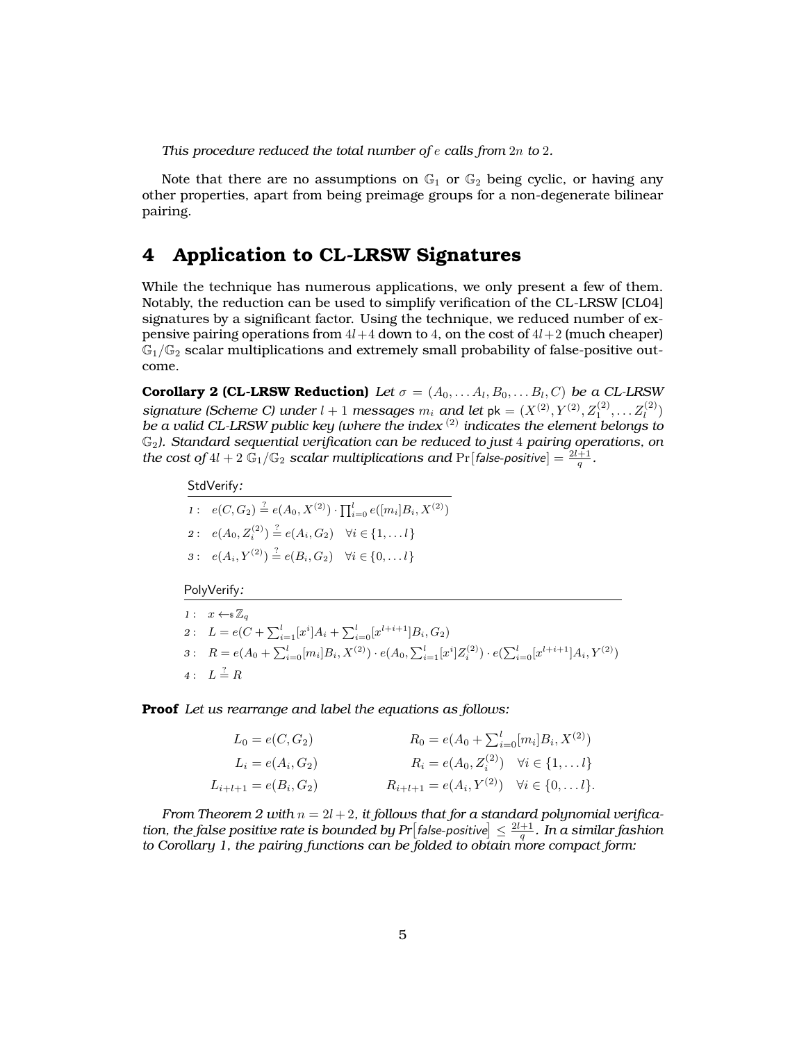*This procedure reduced the total number of $e$ calls from $2n$ to $2$.*

Note that there are no assumptions on $\mathbb{G}_1$ or $\mathbb{G}_2$ being cyclic, or having any other properties, apart from being preimage groups for a non-degenerate bilinear pairing.

# 4 Application to CL-LRSW Signatures

While the technique has numerous applications, we only present a few of them. Notably, the reduction can be used to simplify verification of the CL-LRSW [CL04] signatures by a significant factor. Using the technique, we reduced number of expensive pairing operations from $4l+4$ down to $4$, on the cost of $4l+2$ (much cheaper) $\mathbb{G}_1/\mathbb{G}_2$ scalar multiplications and extremely small probability of false-positive outcome.

**Corollary 2 (CL-LRSW Reduction)** *Let $\sigma = (A_0, \dots A_l, B_0, \dots B_l, C)$ be a CL-LRSW signature (Scheme C) under $l+1$ messages $m_i$ and let $\mathsf{pk} = (X^{(2)}, Y^{(2)}, Z_1^{(2)}, \dots Z_l^{(2)})$ be a valid CL-LRSW public key (where the index $^{(2)}$ indicates the element belongs to $\mathbb{G}_2$). Standard sequential verification can be reduced to just $4$ pairing operations, on the cost of $4l+2$ $\mathbb{G}_1/\mathbb{G}_2$ scalar multiplications and $\Pr[\textsf{false-positive}] = \frac{2l+1}{q}$.*

$\mathsf{StdVerify}$:

$1: \quad e(C, G_2) \stackrel{?}{=} e(A_0, X^{(2)}) \cdot \prod_{i=0}^{l} e([m_i]B_i, X^{(2)})$

$2: \quad e(A_0, Z_i^{(2)}) \stackrel{?}{=} e(A_i, G_2) \quad \forall i \in \{1, \dots l\}$

$3: \quad e(A_i, Y^{(2)}) \stackrel{?}{=} e(B_i, G_2) \quad \forall i \in \{0, \dots l\}$

$\mathsf{PolyVerify}$:

$1: \quad x \leftarrow\!\!\$\, \mathbb{Z}_q$

$2: \quad L = e(C + \sum_{i=1}^{l}[x^i]A_i + \sum_{i=0}^{l}[x^{l+i+1}]B_i, G_2)$

$3: \quad R = e(A_0 + \sum_{i=0}^{l}[m_i]B_i, X^{(2)}) \cdot e(A_0, \sum_{i=1}^{l}[x^i]Z_i^{(2)}) \cdot e(\sum_{i=0}^{l}[x^{l+i+1}]A_i, Y^{(2)})$

$4: \quad L \stackrel{?}{=} R$

**Proof** *Let us rearrange and label the equations as follows:*

$$
\begin{aligned}
L_0 &= e(C, G_2) & R_0 &= e(A_0 + \textstyle\sum_{i=0}^{l}[m_i]B_i, X^{(2)}) \\
L_i &= e(A_i, G_2) & R_i &= e(A_0, Z_i^{(2)}) \quad \forall i \in \{1, \dots l\} \\
L_{i+l+1} &= e(B_i, G_2) & R_{i+l+1} &= e(A_i, Y^{(2)}) \quad \forall i \in \{0, \dots l\}.
\end{aligned}
$$

*From Theorem 2 with $n = 2l+2$, it follows that for a standard polynomial verification, the false positive rate is bounded by $Pr[\textsf{false-positive}] \leq \frac{2l+1}{q}$. In a similar fashion to Corollary 1, the pairing functions can be folded to obtain more compact form:*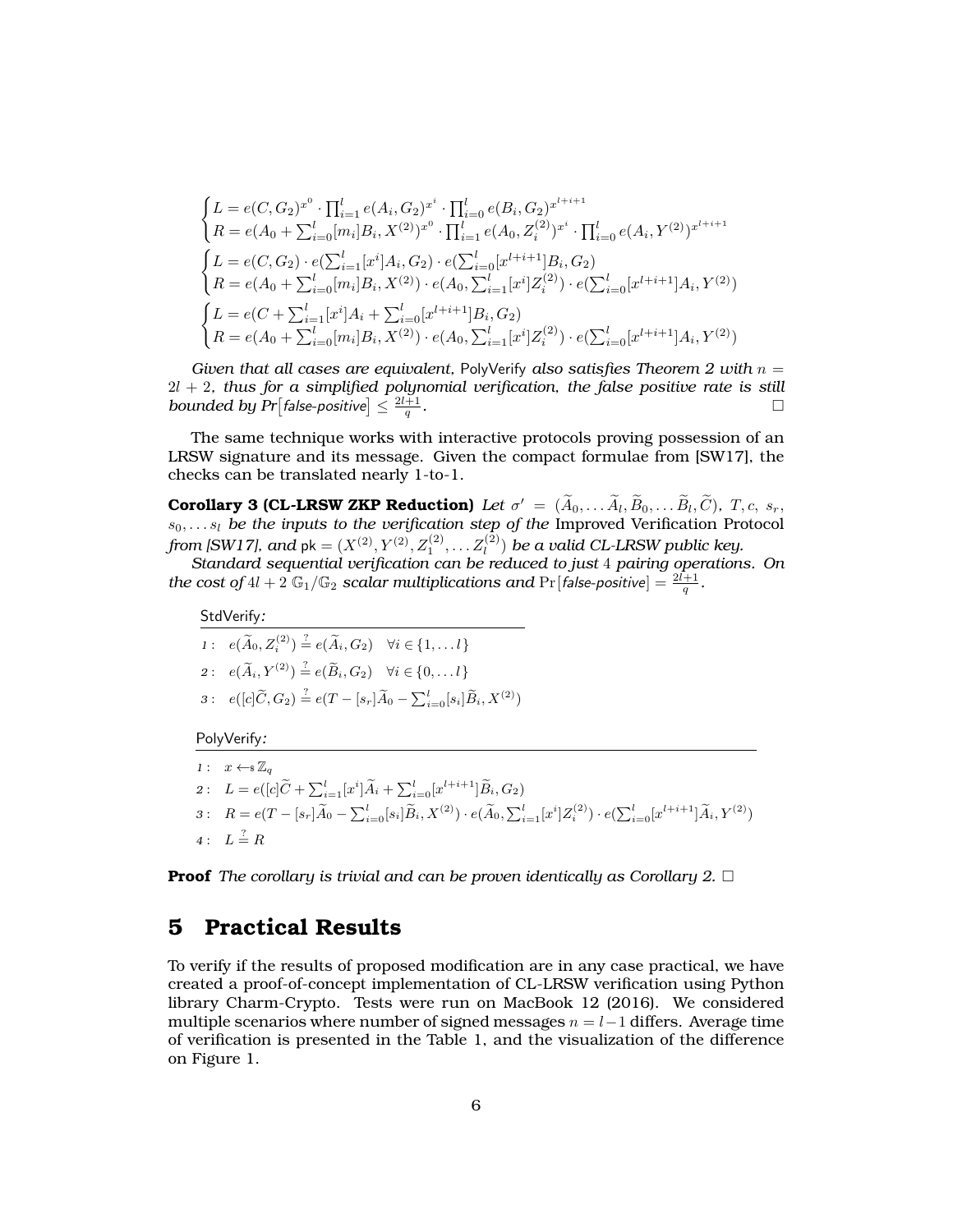$$
\begin{cases}
L = e(C, G_2)^{x^0} \cdot \prod_{i=1}^{l} e(A_i, G_2)^{x^i} \cdot \prod_{i=0}^{l} e(B_i, G_2)^{x^{l+i+1}} \\
R = e(A_0 + \sum_{i=0}^{l}[m_i]B_i, X^{(2)})^{x^0} \cdot \prod_{i=1}^{l} e(A_0, Z_i^{(2)})^{x^i} \cdot \prod_{i=0}^{l} e(A_i, Y^{(2)})^{x^{l+i+1}}
\end{cases}
$$

$$
\begin{cases}
L = e(C, G_2) \cdot e(\sum_{i=1}^{l}[x^i]A_i, G_2) \cdot e(\sum_{i=0}^{l}[x^{l+i+1}]B_i, G_2) \\
R = e(A_0 + \sum_{i=0}^{l}[m_i]B_i, X^{(2)}) \cdot e(A_0, \sum_{i=1}^{l}[x^i]Z_i^{(2)}) \cdot e(\sum_{i=0}^{l}[x^{l+i+1}]A_i, Y^{(2)})
\end{cases}
$$

$$
\begin{cases}
L = e(C + \sum_{i=1}^{l}[x^i]A_i + \sum_{i=0}^{l}[x^{l+i+1}]B_i, G_2) \\
R = e(A_0 + \sum_{i=0}^{l}[m_i]B_i, X^{(2)}) \cdot e(A_0, \sum_{i=1}^{l}[x^i]Z_i^{(2)}) \cdot e(\sum_{i=0}^{l}[x^{l+i+1}]A_i, Y^{(2)})
\end{cases}
$$

*Given that all cases are equivalent,* PolyVerify *also satisfies Theorem 2 with $n = 2l + 2$, thus for a simplified polynomial verification, the false positive rate is still bounded by $Pr[\text{false-positive}] \leq \frac{2l+1}{q}$.* □

The same technique works with interactive protocols proving possession of an LRSW signature and its message. Given the compact formulae from [SW17], the checks can be translated nearly 1-to-1.

**Corollary 3 (CL-LRSW ZKP Reduction)** *Let $\sigma' = (\widetilde{A}_0, \ldots \widetilde{A}_l, \widetilde{B}_0, \ldots \widetilde{B}_l, \widetilde{C})$, $T, c, s_r, s_0, \ldots s_l$ be the inputs to the verification step of the* Improved Verification Protocol *from [SW17], and $\mathsf{pk} = (X^{(2)}, Y^{(2)}, Z_1^{(2)}, \ldots Z_l^{(2)})$ be a valid CL-LRSW public key.*

*Standard sequential verification can be reduced to just 4 pairing operations. On the cost of $4l + 2$ $\mathbb{G}_1/\mathbb{G}_2$ scalar multiplications and $\Pr[\text{false-positive}] = \frac{2l+1}{q}$.*

StdVerify:

1 : $e(\widetilde{A}_0, Z_i^{(2)}) \stackrel{?}{=} e(\widetilde{A}_i, G_2) \quad \forall i \in \{1, \ldots l\}$

2 : $e(\widetilde{A}_i, Y^{(2)}) \stackrel{?}{=} e(\widetilde{B}_i, G_2) \quad \forall i \in \{0, \ldots l\}$

3 : $e([c]\widetilde{C}, G_2) \stackrel{?}{=} e(T - [s_r]\widetilde{A}_0 - \sum_{i=0}^{l}[s_i]\widetilde{B}_i, X^{(2)})$

PolyVerify:

1 : $x \leftarrow_{\$} \mathbb{Z}_q$

2 : $L = e([c]\widetilde{C} + \sum_{i=1}^{l}[x^i]\widetilde{A}_i + \sum_{i=0}^{l}[x^{l+i+1}]\widetilde{B}_i, G_2)$

3 : $R = e(T - [s_r]\widetilde{A}_0 - \sum_{i=0}^{l}[s_i]\widetilde{B}_i, X^{(2)}) \cdot e(\widetilde{A}_0, \sum_{i=1}^{l}[x^i]Z_i^{(2)}) \cdot e(\sum_{i=0}^{l}[x^{l+i+1}]\widetilde{A}_i, Y^{(2)})$

4 : $L \stackrel{?}{=} R$

**Proof** *The corollary is trivial and can be proven identically as Corollary 2.* □

## 5 Practical Results

To verify if the results of proposed modification are in any case practical, we have created a proof-of-concept implementation of CL-LRSW verification using Python library Charm-Crypto. Tests were run on MacBook 12 (2016). We considered multiple scenarios where number of signed messages $n = l - 1$ differs. Average time of verification is presented in the Table 1, and the visualization of the difference on Figure 1.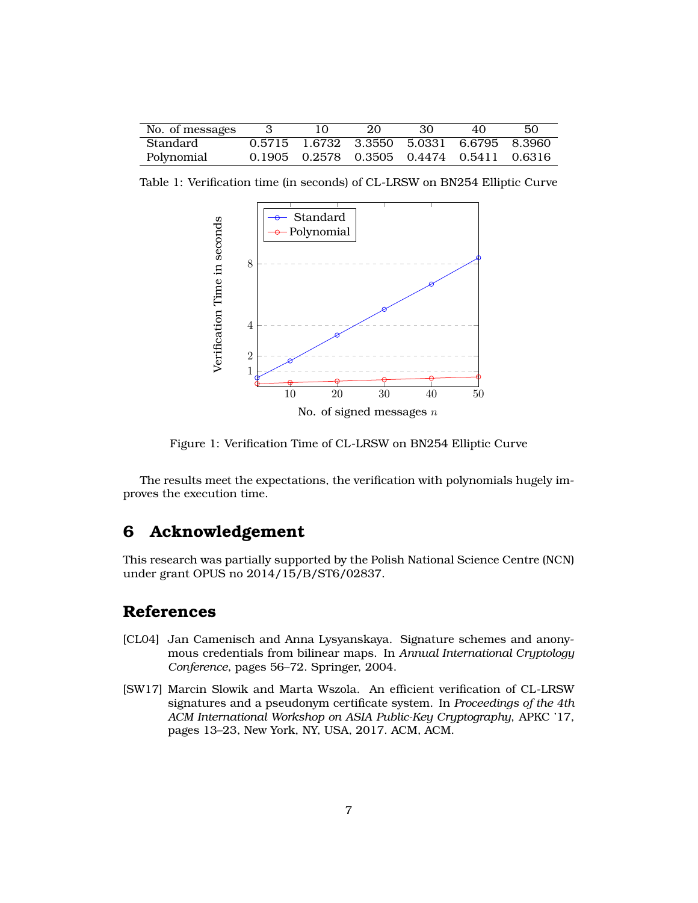| No. of messages | 3 | 10 | 20 | 30 | 40 | 50 |
|---|---|---|---|---|---|---|
| Standard | 0.5715 | 1.6732 | 3.3550 | 5.0331 | 6.6795 | 8.3960 |
| Polynomial | 0.1905 | 0.2578 | 0.3505 | 0.4474 | 0.5411 | 0.6316 |

Table 1: Verification time (in seconds) of CL-LRSW on BN254 Elliptic Curve

Standard
Polynomial
Verification Time in seconds
8
4
2
1
10 20 30 40 50
No. of signed messages $n$

Figure 1: Verification Time of CL-LRSW on BN254 Elliptic Curve

The results meet the expectations, the verification with polynomials hugely improves the execution time.

# 6 Acknowledgement

This research was partially supported by the Polish National Science Centre (NCN) under grant OPUS no 2014/15/B/ST6/02837.

# References

[CL04] Jan Camenisch and Anna Lysyanskaya. Signature schemes and anonymous credentials from bilinear maps. In *Annual International Cryptology Conference*, pages 56–72. Springer, 2004.

[SW17] Marcin Slowik and Marta Wszola. An efficient verification of CL-LRSW signatures and a pseudonym certificate system. In *Proceedings of the 4th ACM International Workshop on ASIA Public-Key Cryptography*, APKC '17, pages 13–23, New York, NY, USA, 2017. ACM, ACM.